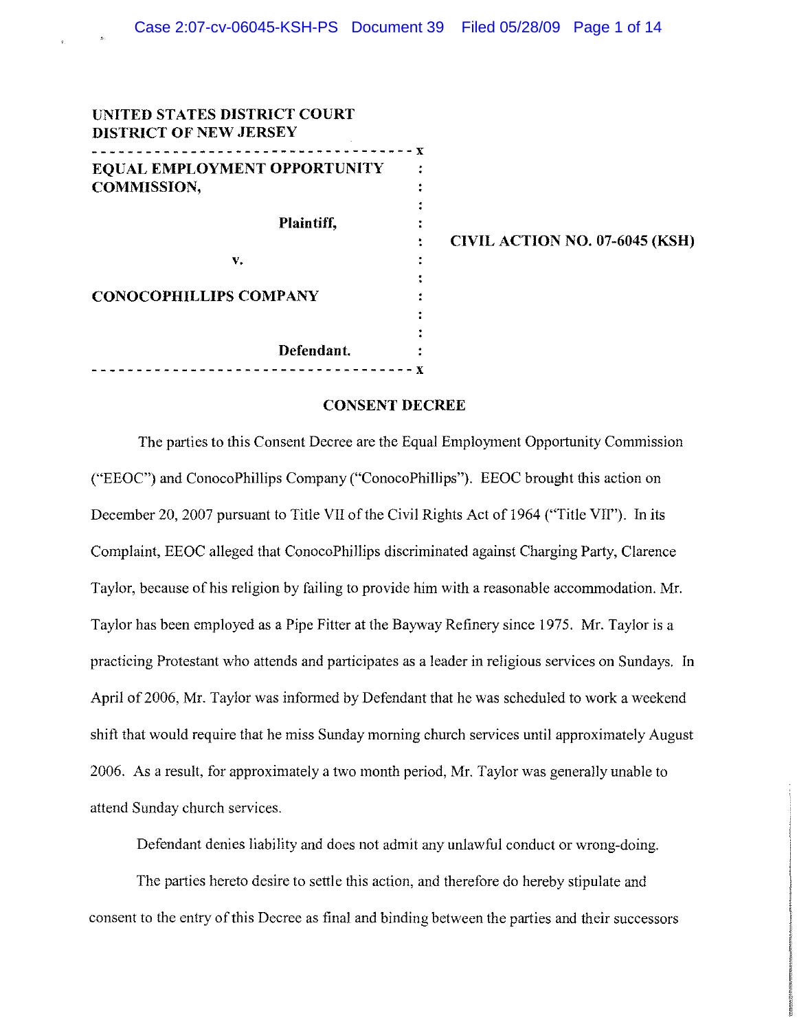UNITED STATES DISTRICT COURT
DISTRICT OF NEW JERSEY

| | |
|---|---|
| EQUAL EMPLOYMENT OPPORTUNITY COMMISSION,<br><br>Plaintiff,<br><br>v.<br><br>CONOCOPHILLIPS COMPANY<br><br>Defendant. | CIVIL ACTION NO. 07-6045 (KSH) |

## CONSENT DECREE

The parties to this Consent Decree are the Equal Employment Opportunity Commission ("EEOC") and ConocoPhillips Company ("ConocoPhillips"). EEOC brought this action on December 20, 2007 pursuant to Title VII of the Civil Rights Act of 1964 ("Title VII"). In its Complaint, EEOC alleged that ConocoPhillips discriminated against Charging Party, Clarence Taylor, because of his religion by failing to provide him with a reasonable accommodation. Mr. Taylor has been employed as a Pipe Fitter at the Bayway Refinery since 1975. Mr. Taylor is a practicing Protestant who attends and participates as a leader in religious services on Sundays. In April of 2006, Mr. Taylor was informed by Defendant that he was scheduled to work a weekend shift that would require that he miss Sunday morning church services until approximately August 2006. As a result, for approximately a two month period, Mr. Taylor was generally unable to attend Sunday church services.

Defendant denies liability and does not admit any unlawful conduct or wrong-doing.

The parties hereto desire to settle this action, and therefore do hereby stipulate and consent to the entry of this Decree as final and binding between the parties and their successors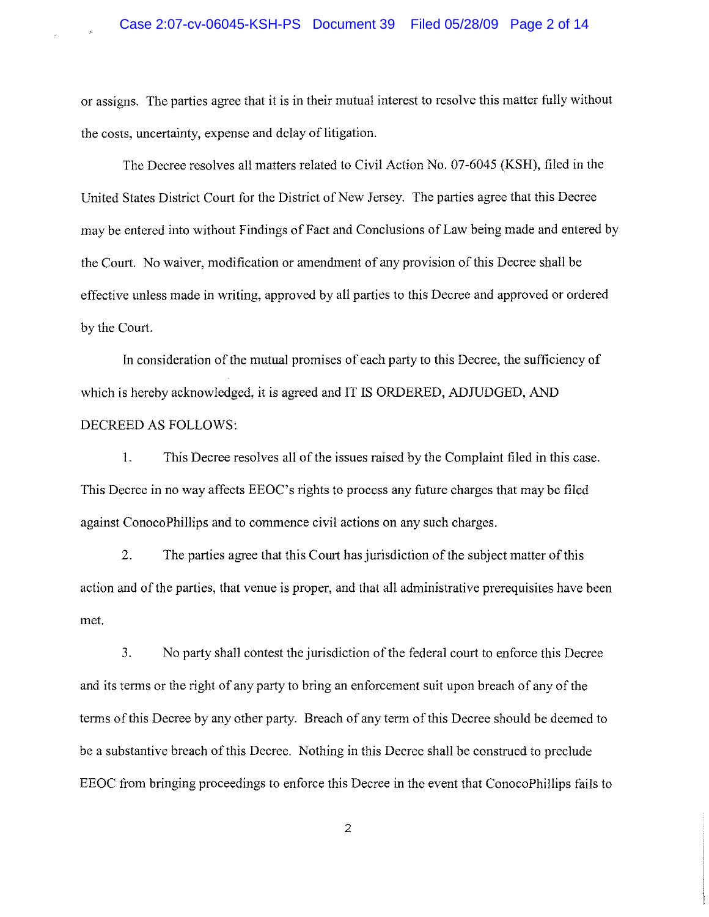or assigns. The parties agree that it is in their mutual interest to resolve this matter fully without the costs, uncertainty, expense and delay of litigation.

The Decree resolves all matters related to Civil Action No. 07-6045 (KSH), filed in the United States District Court for the District of New Jersey. The parties agree that this Decree may be entered into without Findings of Fact and Conclusions of Law being made and entered by the Court. No waiver, modification or amendment of any provision of this Decree shall be effective unless made in writing, approved by all parties to this Decree and approved or ordered by the Court.

In consideration of the mutual promises of each party to this Decree, the sufficiency of which is hereby acknowledged, it is agreed and IT IS ORDERED, ADJUDGED, AND DECREED AS FOLLOWS:

1. This Decree resolves all of the issues raised by the Complaint filed in this case. This Decree in no way affects EEOC's rights to process any future charges that may be filed against ConocoPhillips and to commence civil actions on any such charges.

2. The parties agree that this Court has jurisdiction of the subject matter of this action and of the parties, that venue is proper, and that all administrative prerequisites have been met.

3. No party shall contest the jurisdiction of the federal court to enforce this Decree and its terms or the right of any party to bring an enforcement suit upon breach of any of the terms of this Decree by any other party. Breach of any term of this Decree should be deemed to be a substantive breach of this Decree. Nothing in this Decree shall be construed to preclude EEOC from bringing proceedings to enforce this Decree in the event that ConocoPhillips fails to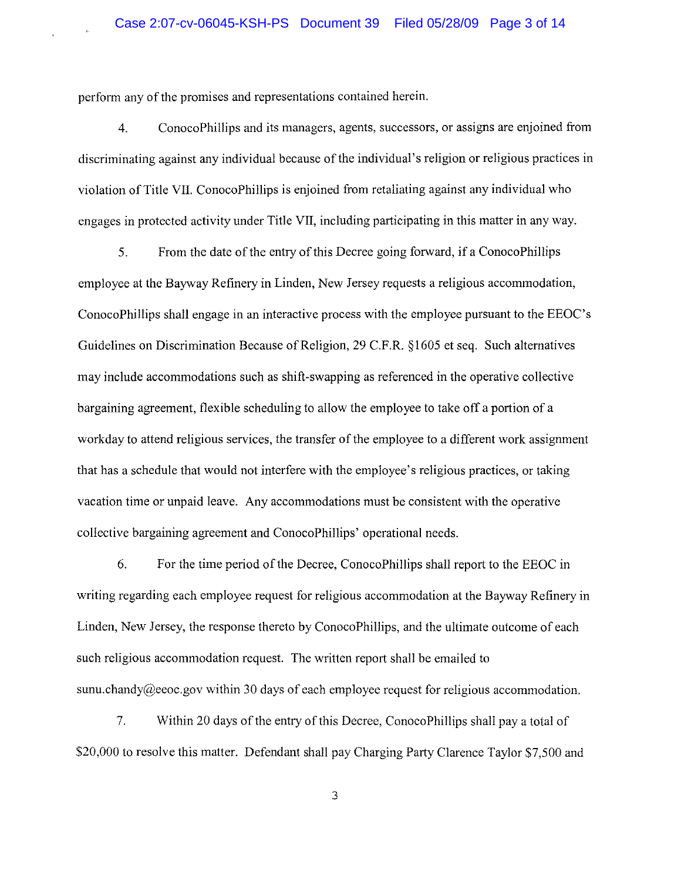perform any of the promises and representations contained herein.

4. ConocoPhillips and its managers, agents, successors, or assigns are enjoined from discriminating against any individual because of the individual's religion or religious practices in violation of Title VII. ConocoPhillips is enjoined from retaliating against any individual who engages in protected activity under Title VII, including participating in this matter in any way.

5. From the date of the entry of this Decree going forward, if a ConocoPhillips employee at the Bayway Refinery in Linden, New Jersey requests a religious accommodation, ConocoPhillips shall engage in an interactive process with the employee pursuant to the EEOC's Guidelines on Discrimination Because of Religion, 29 C.F.R. §1605 et seq. Such alternatives may include accommodations such as shift-swapping as referenced in the operative collective bargaining agreement, flexible scheduling to allow the employee to take off a portion of a workday to attend religious services, the transfer of the employee to a different work assignment that has a schedule that would not interfere with the employee's religious practices, or taking vacation time or unpaid leave. Any accommodations must be consistent with the operative collective bargaining agreement and ConocoPhillips' operational needs.

6. For the time period of the Decree, ConocoPhillips shall report to the EEOC in writing regarding each employee request for religious accommodation at the Bayway Refinery in Linden, New Jersey, the response thereto by ConocoPhillips, and the ultimate outcome of each such religious accommodation request. The written report shall be emailed to sunu.chandy@eeoc.gov within 30 days of each employee request for religious accommodation.

7. Within 20 days of the entry of this Decree, ConocoPhillips shall pay a total of $20,000 to resolve this matter. Defendant shall pay Charging Party Clarence Taylor $7,500 and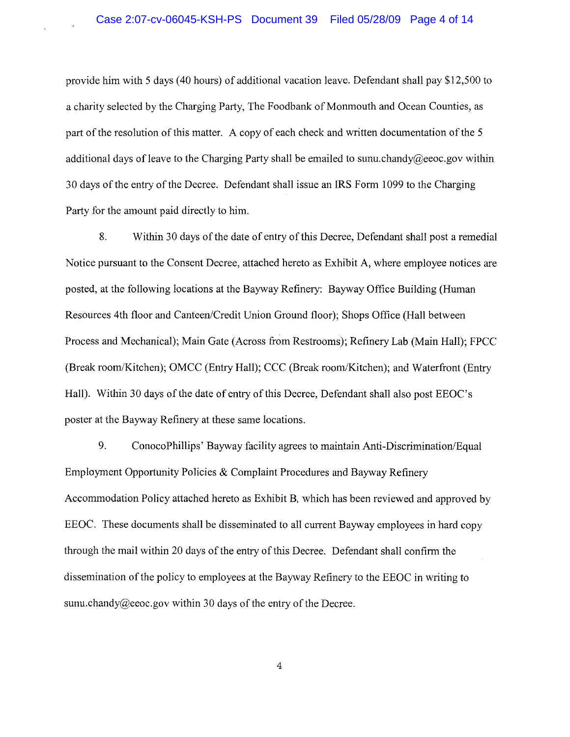provide him with 5 days (40 hours) of additional vacation leave. Defendant shall pay $12,500 to a charity selected by the Charging Party, The Foodbank of Monmouth and Ocean Counties, as part of the resolution of this matter. A copy of each check and written documentation of the 5 additional days of leave to the Charging Party shall be emailed to sunu.chandy@eeoc.gov within 30 days of the entry of the Decree. Defendant shall issue an IRS Form 1099 to the Charging Party for the amount paid directly to him.

8. Within 30 days of the date of entry of this Decree, Defendant shall post a remedial Notice pursuant to the Consent Decree, attached hereto as Exhibit A, where employee notices are posted, at the following locations at the Bayway Refinery: Bayway Office Building (Human Resources 4th floor and Canteen/Credit Union Ground floor); Shops Office (Hall between Process and Mechanical); Main Gate (Across from Restrooms); Refinery Lab (Main Hall); FPCC (Break room/Kitchen); OMCC (Entry Hall); CCC (Break room/Kitchen); and Waterfront (Entry Hall). Within 30 days of the date of entry of this Decree, Defendant shall also post EEOC's poster at the Bayway Refinery at these same locations.

9. ConocoPhillips' Bayway facility agrees to maintain Anti-Discrimination/Equal Employment Opportunity Policies & Complaint Procedures and Bayway Refinery Accommodation Policy attached hereto as Exhibit B, which has been reviewed and approved by EEOC. These documents shall be disseminated to all current Bayway employees in hard copy through the mail within 20 days of the entry of this Decree. Defendant shall confirm the dissemination of the policy to employees at the Bayway Refinery to the EEOC in writing to sunu.chandy@eeoc.gov within 30 days of the entry of the Decree.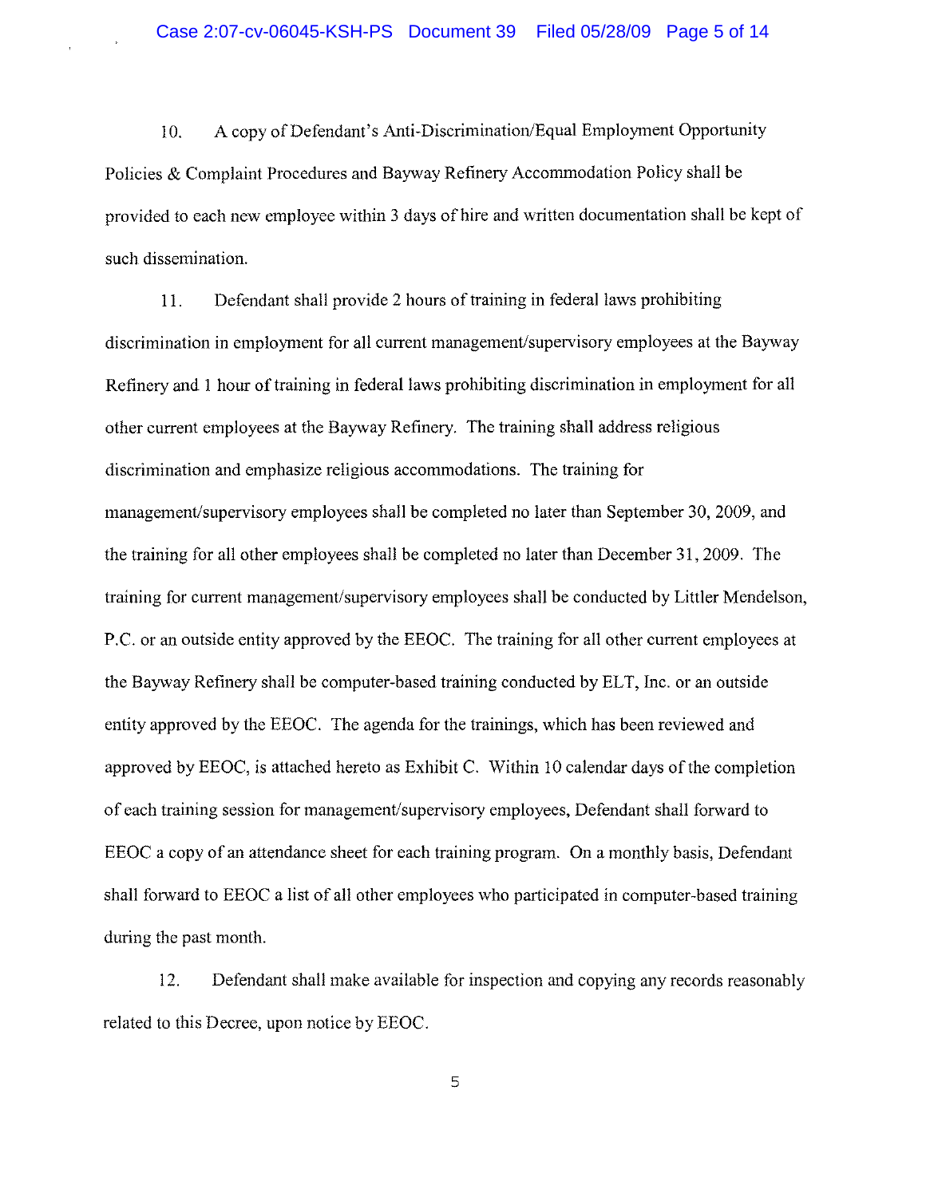10. A copy of Defendant's Anti-Discrimination/Equal Employment Opportunity Policies & Complaint Procedures and Bayway Refinery Accommodation Policy shall be provided to each new employee within 3 days of hire and written documentation shall be kept of such dissemination.

11. Defendant shall provide 2 hours of training in federal laws prohibiting discrimination in employment for all current management/supervisory employees at the Bayway Refinery and 1 hour of training in federal laws prohibiting discrimination in employment for all other current employees at the Bayway Refinery. The training shall address religious discrimination and emphasize religious accommodations. The training for management/supervisory employees shall be completed no later than September 30, 2009, and the training for all other employees shall be completed no later than December 31, 2009. The training for current management/supervisory employees shall be conducted by Littler Mendelson, P.C. or an outside entity approved by the EEOC. The training for all other current employees at the Bayway Refinery shall be computer-based training conducted by ELT, Inc. or an outside entity approved by the EEOC. The agenda for the trainings, which has been reviewed and approved by EEOC, is attached hereto as Exhibit C. Within 10 calendar days of the completion of each training session for management/supervisory employees, Defendant shall forward to EEOC a copy of an attendance sheet for each training program. On a monthly basis, Defendant shall forward to EEOC a list of all other employees who participated in computer-based training during the past month.

12. Defendant shall make available for inspection and copying any records reasonably related to this Decree, upon notice by EEOC.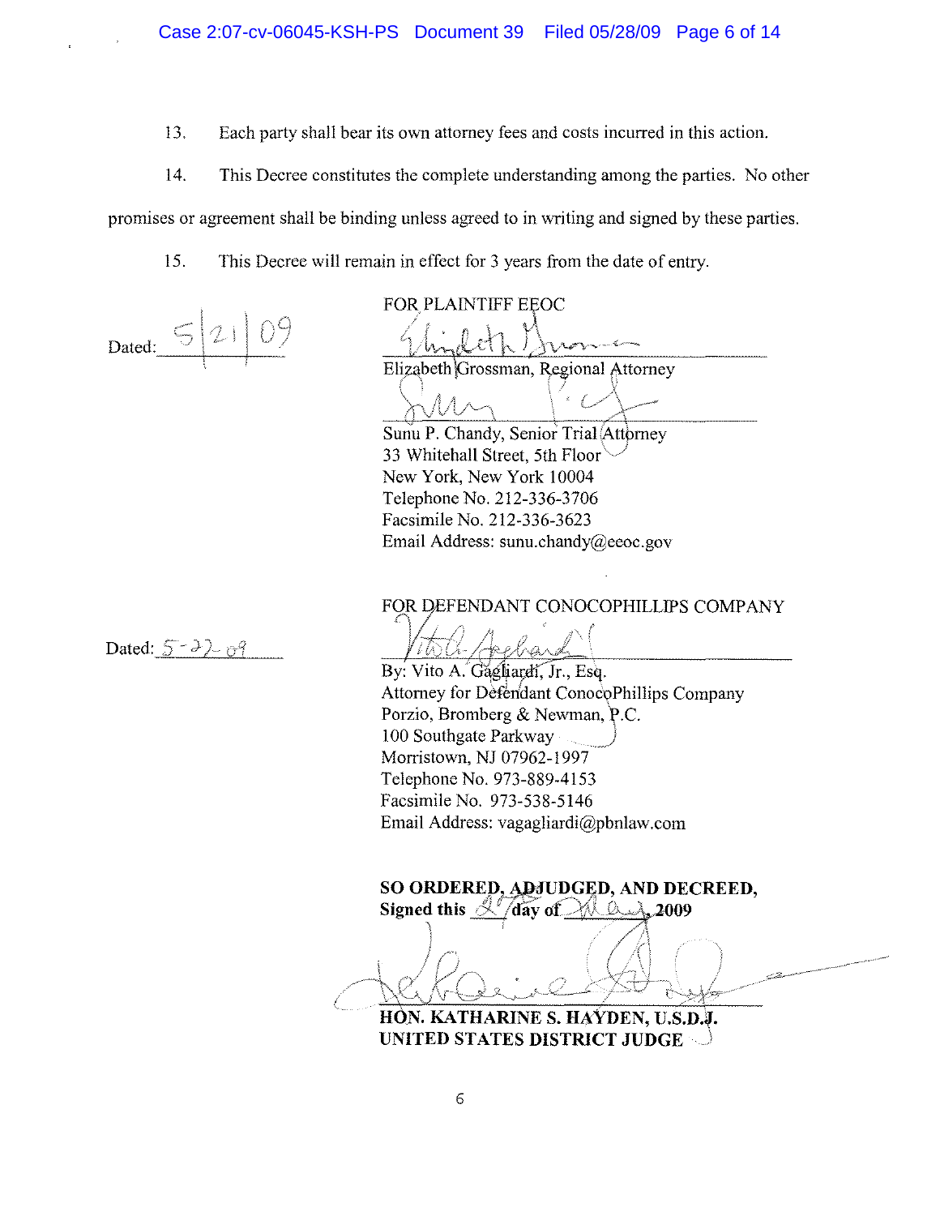13. Each party shall bear its own attorney fees and costs incurred in this action.

14. This Decree constitutes the complete understanding among the parties. No other promises or agreement shall be binding unless agreed to in writing and signed by these parties.

15. This Decree will remain in effect for 3 years from the date of entry.

Dated: 5/21/09

FOR PLAINTIFF EEOC

Elizabeth Grossman, Regional Attorney

Sunu P. Chandy, Senior Trial Attorney
33 Whitehall Street, 5th Floor
New York, New York 10004
Telephone No. 212-336-3706
Facsimile No. 212-336-3623
Email Address: sunu.chandy@eeoc.gov

Dated: 5-22-09

FOR DEFENDANT CONOCOPHILLIPS COMPANY

By: Vito A. Gagliardi, Jr., Esq.
Attorney for Defendant ConocoPhillips Company
Porzio, Bromberg & Newman, P.C.
100 Southgate Parkway
Morristown, NJ 07962-1997
Telephone No. 973-889-4153
Facsimile No. 973-538-5146
Email Address: vagagliardi@pbnlaw.com

**SO ORDERED, ADJUDGED, AND DECREED,**
**Signed this 27 day of May, 2009**

**HON. KATHARINE S. HAYDEN, U.S.D.J.**
**UNITED STATES DISTRICT JUDGE**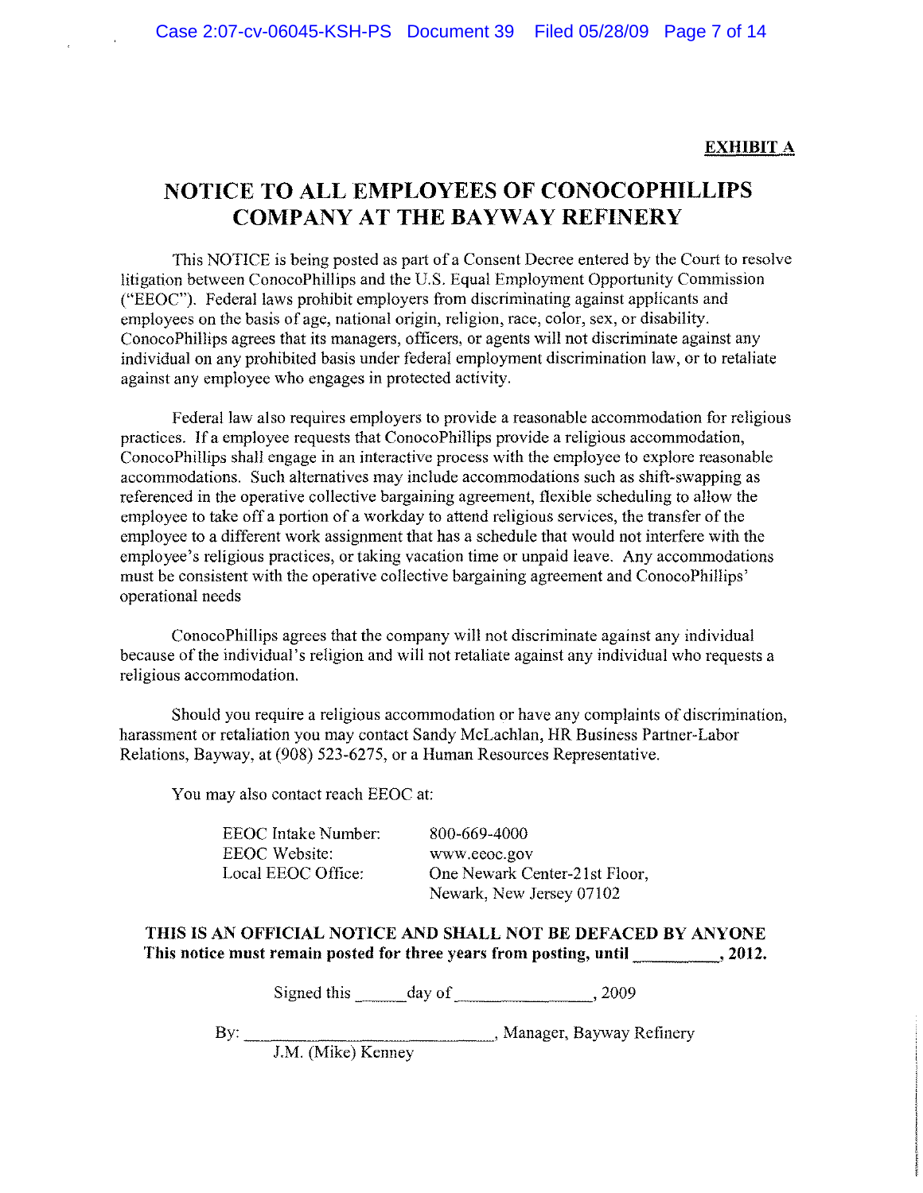**EXHIBIT A**

# NOTICE TO ALL EMPLOYEES OF CONOCOPHILLIPS COMPANY AT THE BAYWAY REFINERY

This NOTICE is being posted as part of a Consent Decree entered by the Court to resolve litigation between ConocoPhillips and the U.S. Equal Employment Opportunity Commission ("EEOC"). Federal laws prohibit employers from discriminating against applicants and employees on the basis of age, national origin, religion, race, color, sex, or disability. ConocoPhillips agrees that its managers, officers, or agents will not discriminate against any individual on any prohibited basis under federal employment discrimination law, or to retaliate against any employee who engages in protected activity.

Federal law also requires employers to provide a reasonable accommodation for religious practices. If a employee requests that ConocoPhillips provide a religious accommodation, ConocoPhillips shall engage in an interactive process with the employee to explore reasonable accommodations. Such alternatives may include accommodations such as shift-swapping as referenced in the operative collective bargaining agreement, flexible scheduling to allow the employee to take off a portion of a workday to attend religious services, the transfer of the employee to a different work assignment that has a schedule that would not interfere with the employee's religious practices, or taking vacation time or unpaid leave. Any accommodations must be consistent with the operative collective bargaining agreement and ConocoPhillips' operational needs

ConocoPhillips agrees that the company will not discriminate against any individual because of the individual's religion and will not retaliate against any individual who requests a religious accommodation.

Should you require a religious accommodation or have any complaints of discrimination, harassment or retaliation you may contact Sandy McLachlan, HR Business Partner-Labor Relations, Bayway, at (908) 523-6275, or a Human Resources Representative.

You may also contact reach EEOC at:

| | |
|---|---|
| EEOC Intake Number: | 800-669-4000 |
| EEOC Website: | www.eeoc.gov |
| Local EEOC Office: | One Newark Center-21st Floor, Newark, New Jersey 07102 |

**THIS IS AN OFFICIAL NOTICE AND SHALL NOT BE DEFACED BY ANYONE**
**This notice must remain posted for three years from posting, until \_\_\_\_\_\_\_\_\_, 2012.**

Signed this \_\_\_\_\_\_day of \_\_\_\_\_\_\_\_\_\_\_\_\_\_\_\_, 2009

By: \_\_\_\_\_\_\_\_\_\_\_\_\_\_\_\_\_\_\_\_\_\_\_\_\_\_\_\_\_\_, Manager, Bayway Refinery
J.M. (Mike) Kenney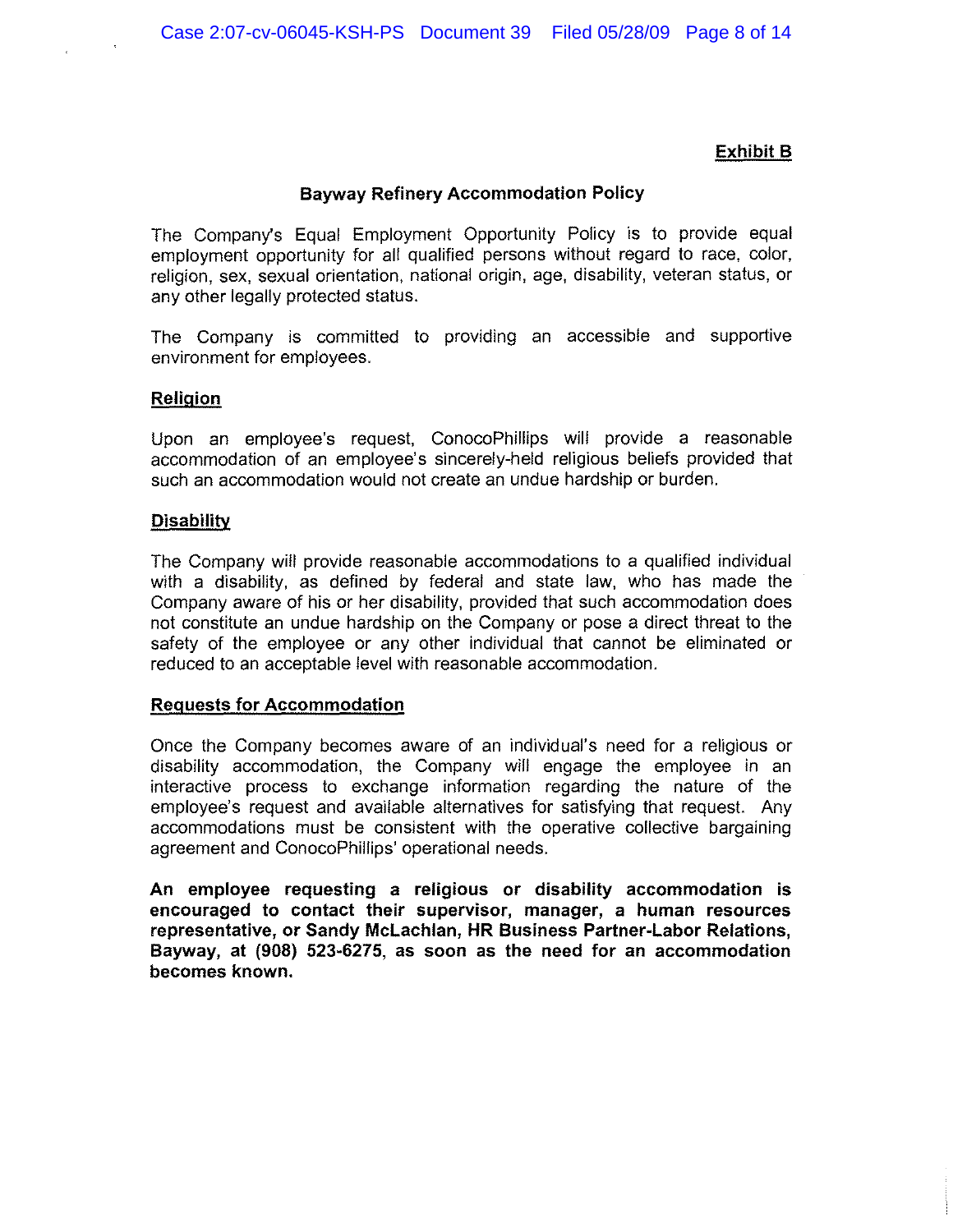**Exhibit B**

## Bayway Refinery Accommodation Policy

The Company's Equal Employment Opportunity Policy is to provide equal employment opportunity for all qualified persons without regard to race, color, religion, sex, sexual orientation, national origin, age, disability, veteran status, or any other legally protected status.

The Company is committed to providing an accessible and supportive environment for employees.

### Religion

Upon an employee's request, ConocoPhillips will provide a reasonable accommodation of an employee's sincerely-held religious beliefs provided that such an accommodation would not create an undue hardship or burden.

### Disability

The Company will provide reasonable accommodations to a qualified individual with a disability, as defined by federal and state law, who has made the Company aware of his or her disability, provided that such accommodation does not constitute an undue hardship on the Company or pose a direct threat to the safety of the employee or any other individual that cannot be eliminated or reduced to an acceptable level with reasonable accommodation.

### Requests for Accommodation

Once the Company becomes aware of an individual's need for a religious or disability accommodation, the Company will engage the employee in an interactive process to exchange information regarding the nature of the employee's request and available alternatives for satisfying that request. Any accommodations must be consistent with the operative collective bargaining agreement and ConocoPhillips' operational needs.

**An employee requesting a religious or disability accommodation is encouraged to contact their supervisor, manager, a human resources representative, or Sandy McLachlan, HR Business Partner-Labor Relations, Bayway, at (908) 523-6275, as soon as the need for an accommodation becomes known.**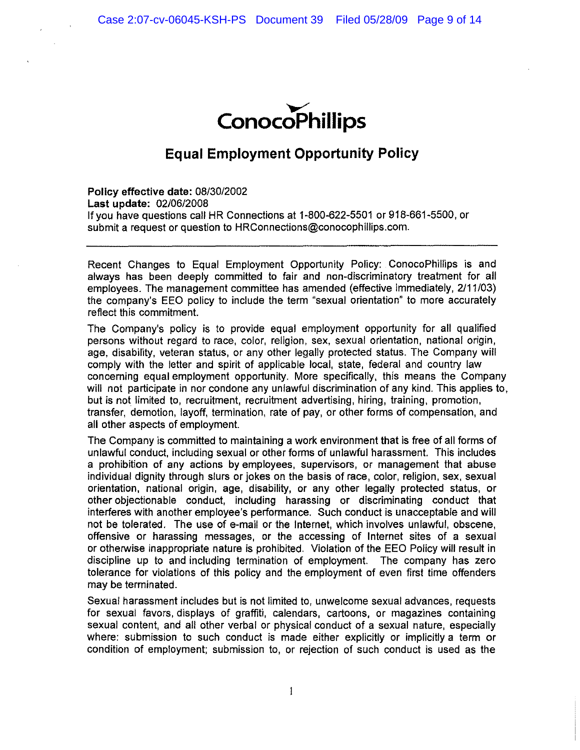ConocoPhillips

# Equal Employment Opportunity Policy

**Policy effective date:** 08/30/2002
**Last update:** 02/06/2008
If you have questions call HR Connections at 1-800-622-5501 or 918-661-5500, or submit a request or question to HRConnections@conocophillips.com.

---

Recent Changes to Equal Employment Opportunity Policy: ConocoPhillips is and always has been deeply committed to fair and non-discriminatory treatment for all employees. The management committee has amended (effective immediately, 2/11/03) the company's EEO policy to include the term "sexual orientation" to more accurately reflect this commitment.

The Company's policy is to provide equal employment opportunity for all qualified persons without regard to race, color, religion, sex, sexual orientation, national origin, age, disability, veteran status, or any other legally protected status. The Company will comply with the letter and spirit of applicable local, state, federal and country law concerning equal employment opportunity. More specifically, this means the Company will not participate in nor condone any unlawful discrimination of any kind. This applies to, but is not limited to, recruitment, recruitment advertising, hiring, training, promotion, transfer, demotion, layoff, termination, rate of pay, or other forms of compensation, and all other aspects of employment.

The Company is committed to maintaining a work environment that is free of all forms of unlawful conduct, including sexual or other forms of unlawful harassment. This includes a prohibition of any actions by employees, supervisors, or management that abuse individual dignity through slurs or jokes on the basis of race, color, religion, sex, sexual orientation, national origin, age, disability, or any other legally protected status, or other objectionable conduct, including harassing or discriminating conduct that interferes with another employee's performance. Such conduct is unacceptable and will not be tolerated. The use of e-mail or the Internet, which involves unlawful, obscene, offensive or harassing messages, or the accessing of Internet sites of a sexual or otherwise inappropriate nature is prohibited. Violation of the EEO Policy will result in discipline up to and including termination of employment. The company has zero tolerance for violations of this policy and the employment of even first time offenders may be terminated.

Sexual harassment includes but is not limited to, unwelcome sexual advances, requests for sexual favors, displays of graffiti, calendars, cartoons, or magazines containing sexual content, and all other verbal or physical conduct of a sexual nature, especially where: submission to such conduct is made either explicitly or implicitly a term or condition of employment; submission to, or rejection of such conduct is used as the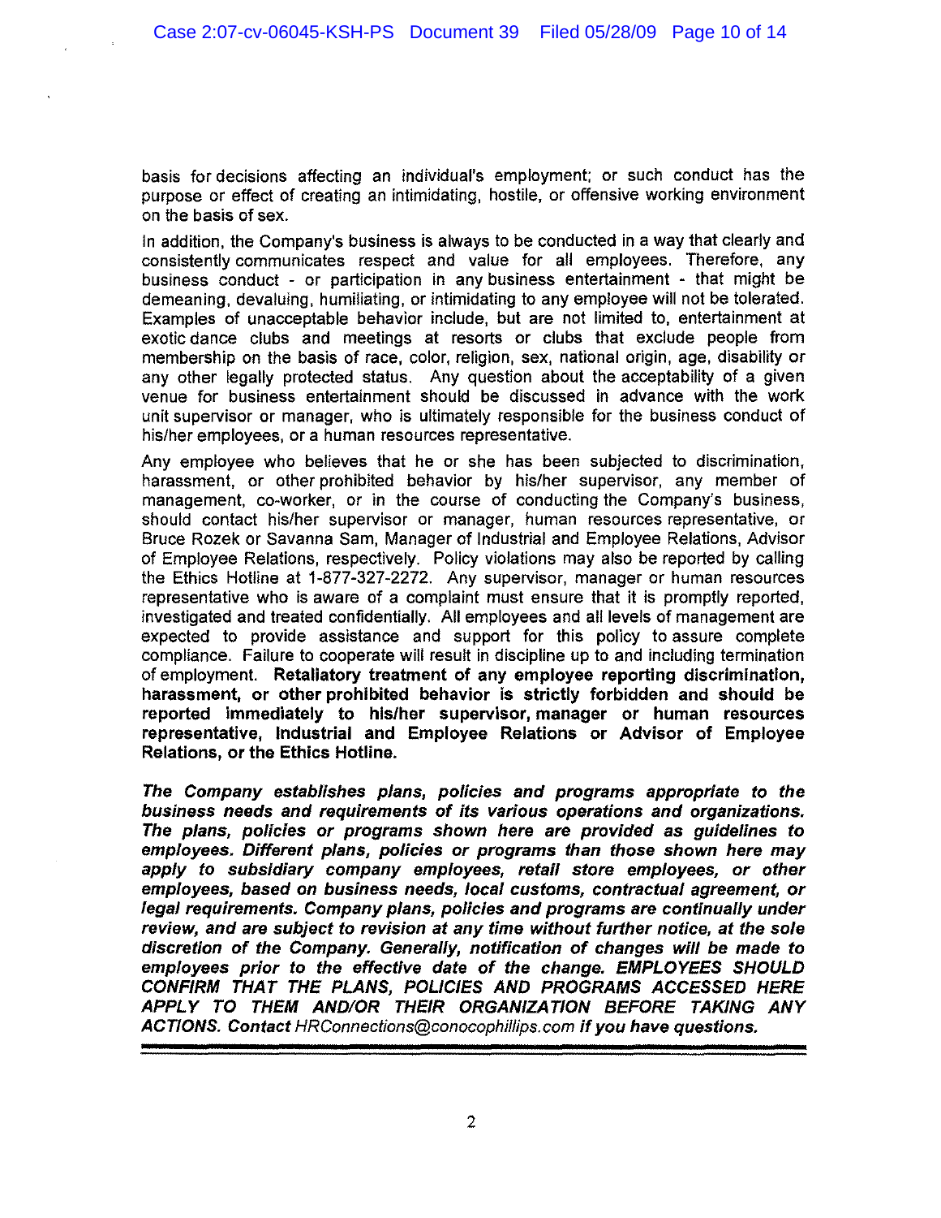basis for decisions affecting an individual's employment; or such conduct has the purpose or effect of creating an intimidating, hostile, or offensive working environment on the basis of sex.

In addition, the Company's business is always to be conducted in a way that clearly and consistently communicates respect and value for all employees. Therefore, any business conduct - or participation in any business entertainment - that might be demeaning, devaluing, humiliating, or intimidating to any employee will not be tolerated. Examples of unacceptable behavior include, but are not limited to, entertainment at exotic dance clubs and meetings at resorts or clubs that exclude people from membership on the basis of race, color, religion, sex, national origin, age, disability or any other legally protected status. Any question about the acceptability of a given venue for business entertainment should be discussed in advance with the work unit supervisor or manager, who is ultimately responsible for the business conduct of his/her employees, or a human resources representative.

Any employee who believes that he or she has been subjected to discrimination, harassment, or other prohibited behavior by his/her supervisor, any member of management, co-worker, or in the course of conducting the Company's business, should contact his/her supervisor or manager, human resources representative, or Bruce Rozek or Savanna Sam, Manager of Industrial and Employee Relations, Advisor of Employee Relations, respectively. Policy violations may also be reported by calling the Ethics Hotline at 1-877-327-2272. Any supervisor, manager or human resources representative who is aware of a complaint must ensure that it is promptly reported, investigated and treated confidentially. All employees and all levels of management are expected to provide assistance and support for this policy to assure complete compliance. Failure to cooperate will result in discipline up to and including termination of employment. **Retaliatory treatment of any employee reporting discrimination, harassment, or other prohibited behavior is strictly forbidden and should be reported immediately to his/her supervisor, manager or human resources representative, Industrial and Employee Relations or Advisor of Employee Relations, or the Ethics Hotline.**

***The Company establishes plans, policies and programs appropriate to the business needs and requirements of its various operations and organizations. The plans, policies or programs shown here are provided as guidelines to employees. Different plans, policies or programs than those shown here may apply to subsidiary company employees, retail store employees, or other employees, based on business needs, local customs, contractual agreement, or legal requirements. Company plans, policies and programs are continually under review, and are subject to revision at any time without further notice, at the sole discretion of the Company. Generally, notification of changes will be made to employees prior to the effective date of the change. EMPLOYEES SHOULD CONFIRM THAT THE PLANS, POLICIES AND PROGRAMS ACCESSED HERE APPLY TO THEM AND/OR THEIR ORGANIZATION BEFORE TAKING ANY ACTIONS. Contact*** *HRConnections@conocophillips.com* ***if you have questions.***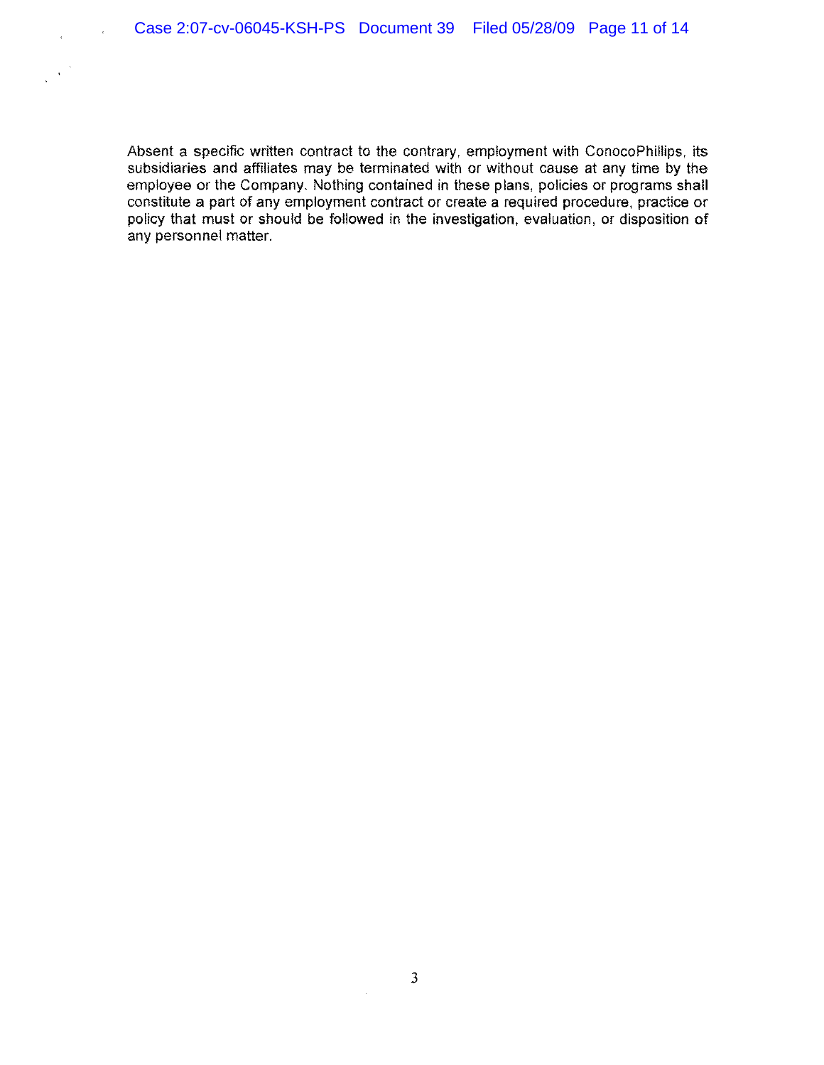Absent a specific written contract to the contrary, employment with ConocoPhillips, its subsidiaries and affiliates may be terminated with or without cause at any time by the employee or the Company. Nothing contained in these plans, policies or programs shall constitute a part of any employment contract or create a required procedure, practice or policy that must or should be followed in the investigation, evaluation, or disposition of any personnel matter.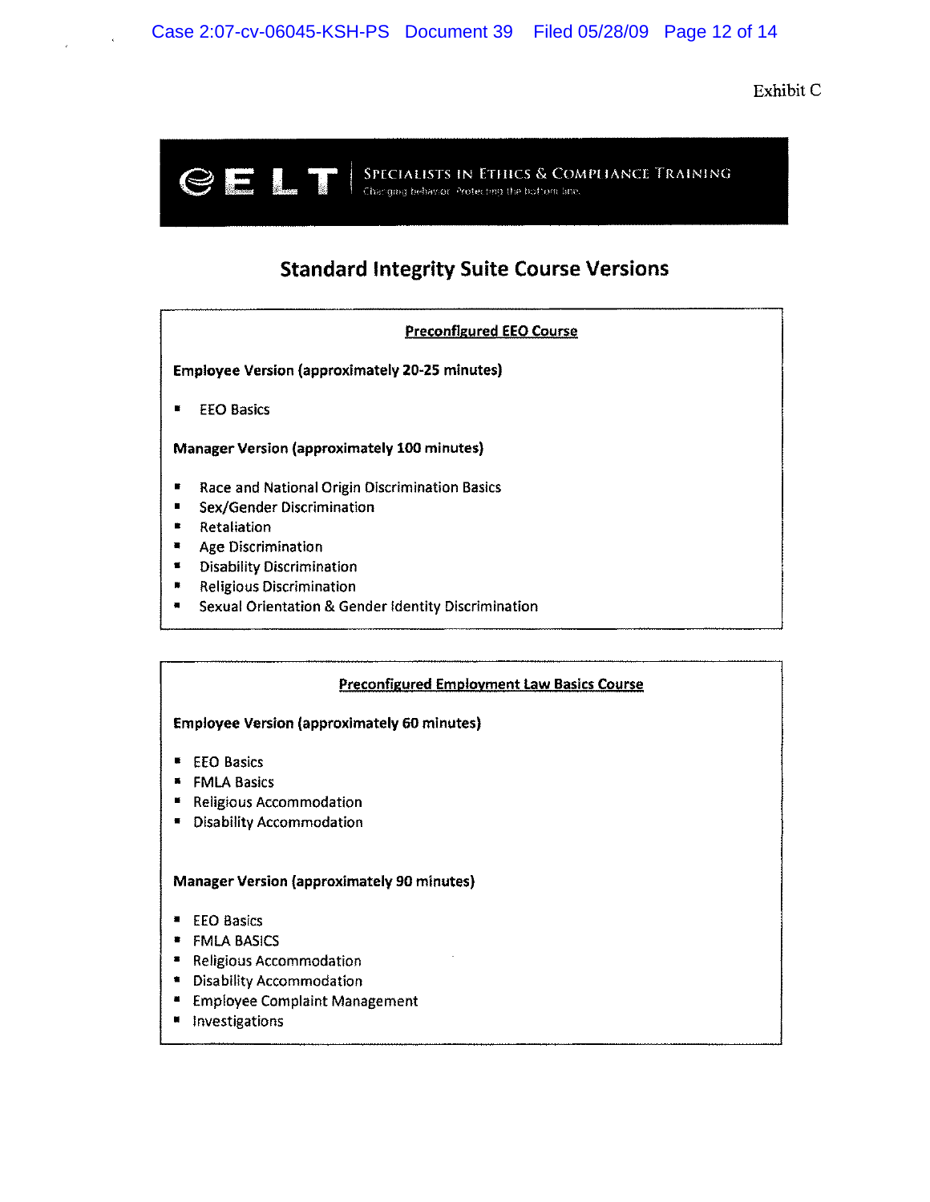Exhibit C

ELT | SPECIALISTS IN ETHICS & COMPLIANCE TRAINING
Changing behavior. Protecting the bottom line.

# Standard Integrity Suite Course Versions

## Preconfigured EEO Course

**Employee Version (approximately 20-25 minutes)**

- EEO Basics

**Manager Version (approximately 100 minutes)**

- Race and National Origin Discrimination Basics
- Sex/Gender Discrimination
- Retaliation
- Age Discrimination
- Disability Discrimination
- Religious Discrimination
- Sexual Orientation & Gender Identity Discrimination

## Preconfigured Employment Law Basics Course

**Employee Version (approximately 60 minutes)**

- EEO Basics
- FMLA Basics
- Religious Accommodation
- Disability Accommodation

**Manager Version (approximately 90 minutes)**

- EEO Basics
- FMLA BASICS
- Religious Accommodation
- Disability Accommodation
- Employee Complaint Management
- Investigations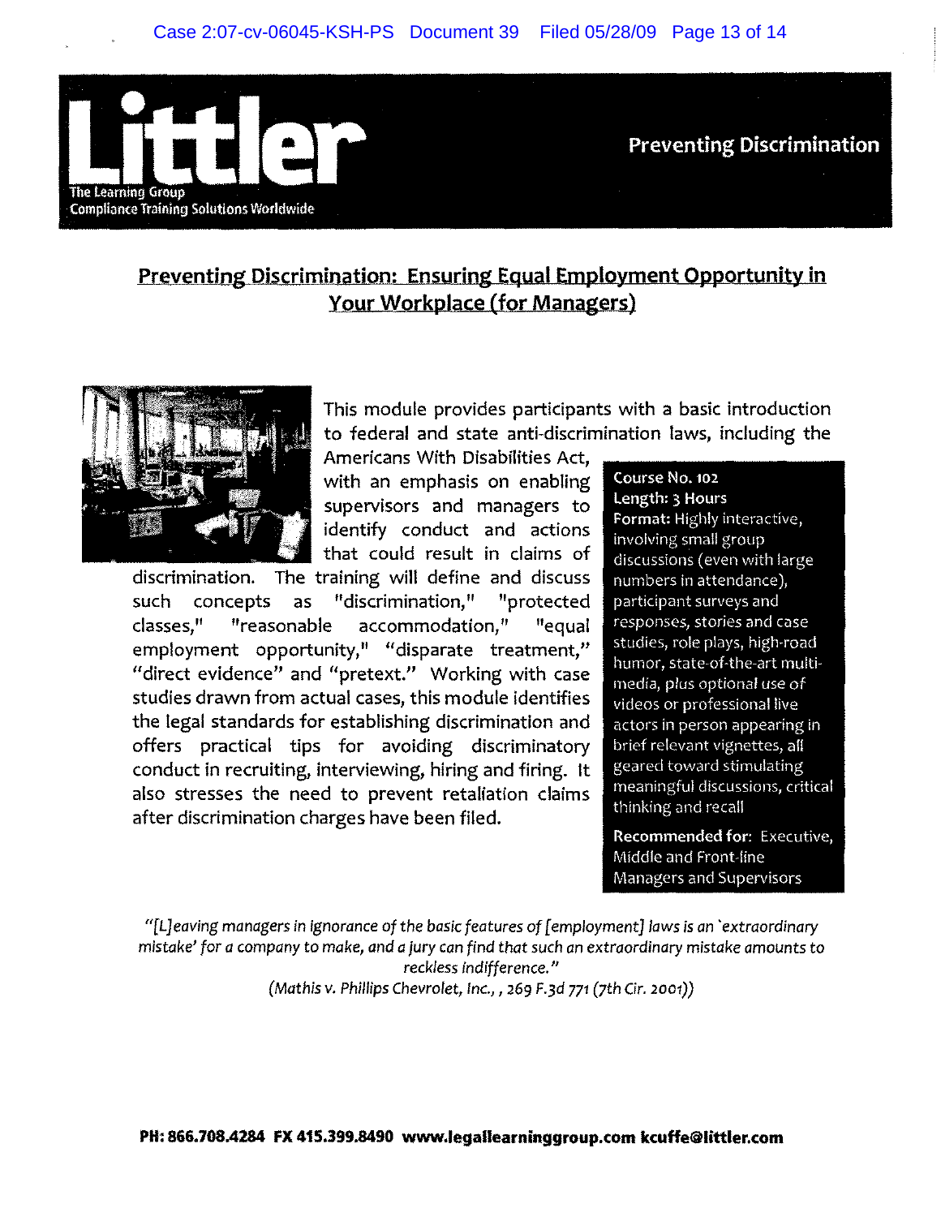**Littler**

The Learning Group
Compliance Training Solutions Worldwide

**Preventing Discrimination**

## Preventing Discrimination: Ensuring Equal Employment Opportunity in Your Workplace (for Managers)

This module provides participants with a basic introduction to federal and state anti-discrimination laws, including the Americans With Disabilities Act, with an emphasis on enabling supervisors and managers to identify conduct and actions that could result in claims of discrimination. The training will define and discuss such concepts as "discrimination," "protected classes," "reasonable accommodation," "equal employment opportunity," "disparate treatment," "direct evidence" and "pretext." Working with case studies drawn from actual cases, this module identifies the legal standards for establishing discrimination and offers practical tips for avoiding discriminatory conduct in recruiting, interviewing, hiring and firing. It also stresses the need to prevent retaliation claims after discrimination charges have been filed.

**Course No. 102**
**Length: 3 Hours**
**Format:** Highly interactive, involving small group discussions (even with large numbers in attendance), participant surveys and responses, stories and case studies, role plays, high-road humor, state-of-the-art multi-media, plus optional use of videos or professional live actors in person appearing in brief relevant vignettes, all geared toward stimulating meaningful discussions, critical thinking and recall

**Recommended for:** Executive, Middle and Front-line Managers and Supervisors

*"[L]eaving managers in ignorance of the basic features of [employment] laws is an 'extraordinary mistake' for a company to make, and a jury can find that such an extraordinary mistake amounts to reckless indifference."*
*(Mathis v. Phillips Chevrolet, Inc., , 269 F.3d 771 (7th Cir. 2001))*

**PH: 866.708.4284 FX 415.399.8490 www.legallearninggroup.com kcuffe@littler.com**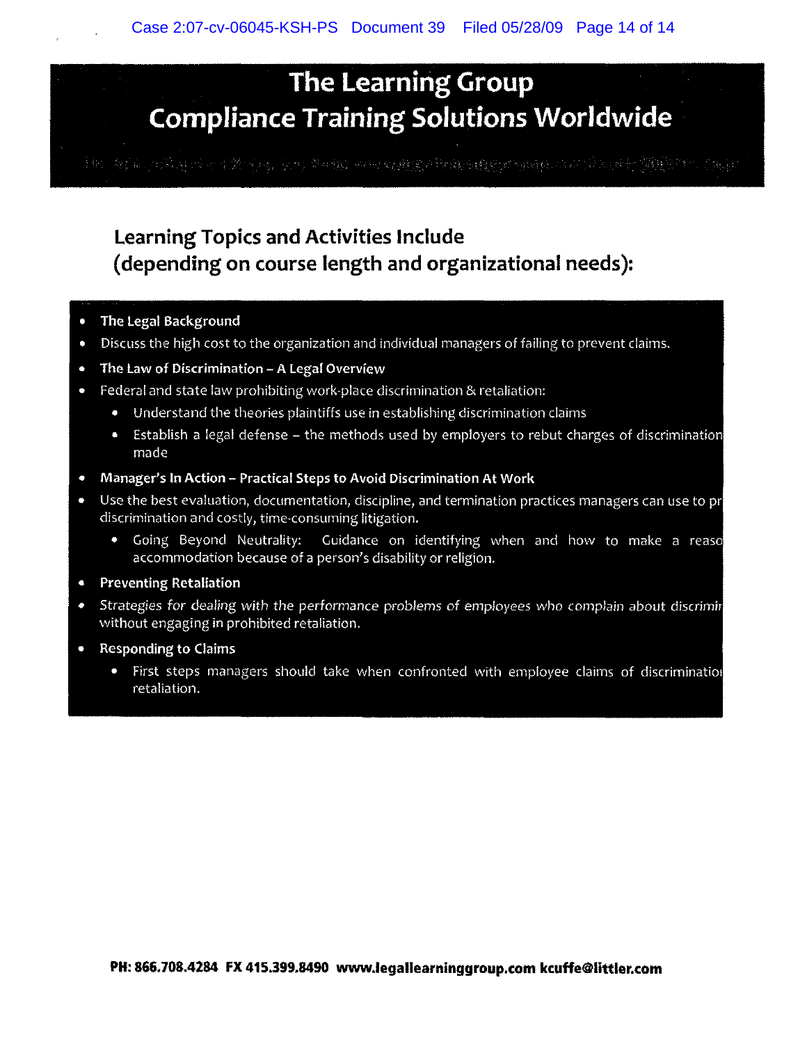# The Learning Group
# Compliance Training Solutions Worldwide

## Learning Topics and Activities Include (depending on course length and organizational needs):

- **The Legal Background**
- Discuss the high cost to the organization and individual managers of failing to prevent claims.
- **The Law of Discrimination – A Legal Overview**
- Federal and state law prohibiting work-place discrimination & retaliation:
  - Understand the theories plaintiffs use in establishing discrimination claims
  - Establish a legal defense – the methods used by employers to rebut charges of discrimination made
- **Manager's In Action – Practical Steps to Avoid Discrimination At Work**
- Use the best evaluation, documentation, discipline, and termination practices managers can use to pr discrimination and costly, time-consuming litigation.
  - Going Beyond Neutrality: Guidance on identifying when and how to make a reaso accommodation because of a person's disability or religion.
- **Preventing Retaliation**
- *Strategies for dealing with the performance problems of employees who complain about discrimir* without engaging in prohibited retaliation.
- **Responding to Claims**
  - First steps managers should take when confronted with employee claims of discriminatio retaliation.

**PH: 866.708.4284 FX 415.399.8490 www.legallearninggroup.com kcuffe@littler.com**